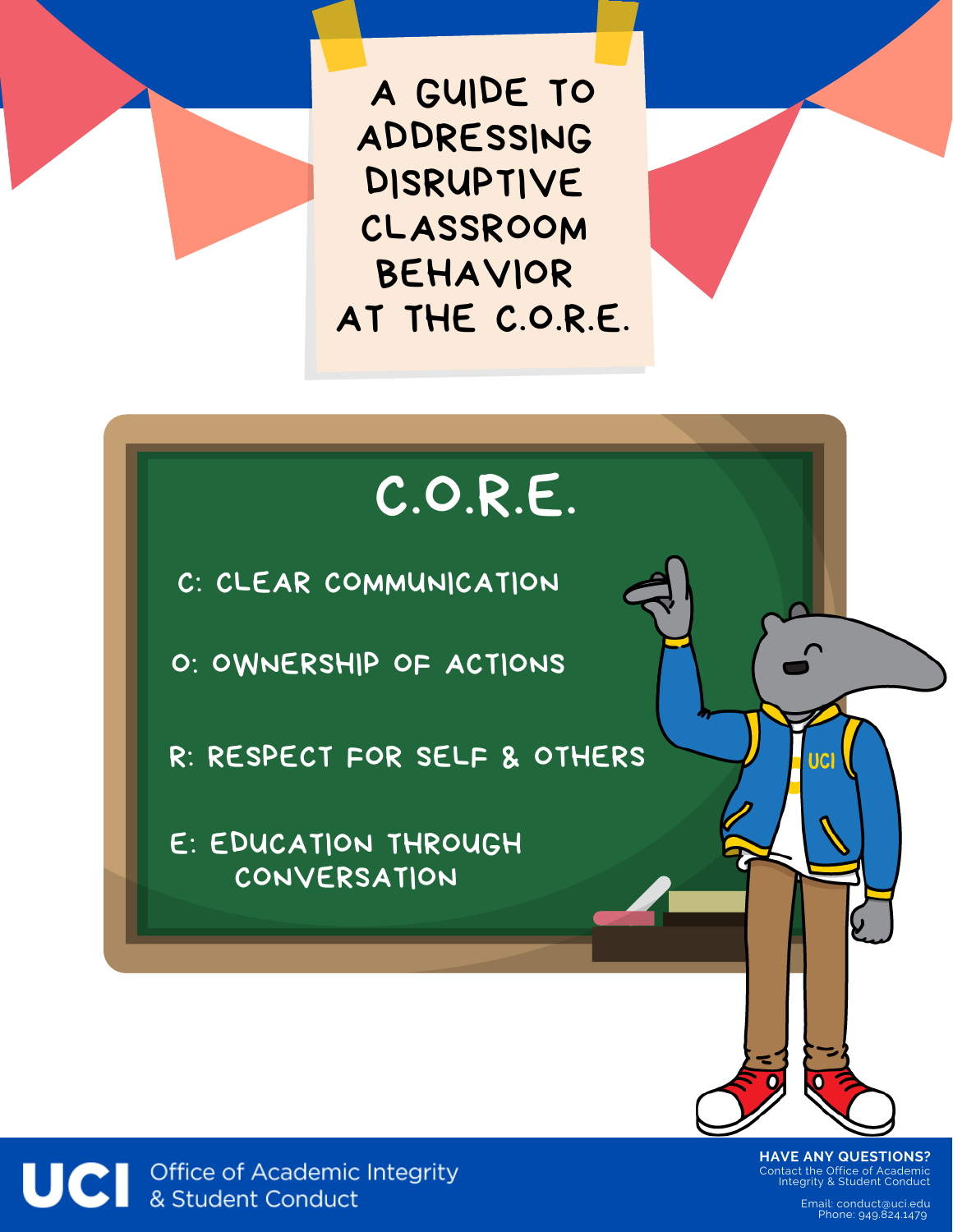# A GUIDE TO ADDRESSING DISRUPTIVE CLASSROOM BEHAVIOR AT THE C.O.R.E.

## C.O.R.E.

- C: CLEAR COMMUNICATION
- O: OWNERSHIP OF ACTIONS
- R: RESPECT FOR SELF & OTHERS
- E: EDUCATION THROUGH CONVERSATION

UCI Office of Academic Integrity & Student Conduct

**HAVE ANY QUESTIONS?**
Contact the Office of Academic Integrity & Student Conduct

Email: conduct@uci.edu
Phone: 949.824.1479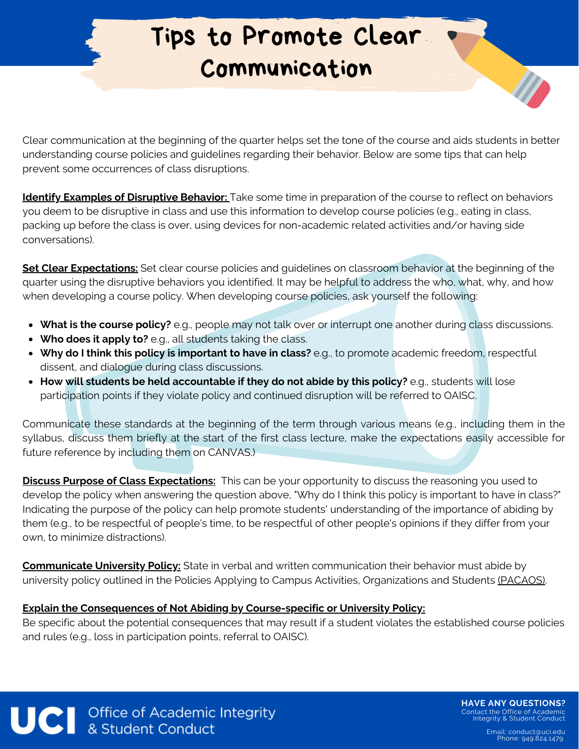# Tips to Promote Clear Communication

Clear communication at the beginning of the quarter helps set the tone of the course and aids students in better understanding course policies and guidelines regarding their behavior. Below are some tips that can help prevent some occurrences of class disruptions.

**Identify Examples of Disruptive Behavior:** Take some time in preparation of the course to reflect on behaviors you deem to be disruptive in class and use this information to develop course policies (e.g., eating in class, packing up before the class is over, using devices for non-academic related activities and/or having side conversations).

**Set Clear Expectations:** Set clear course policies and guidelines on classroom behavior at the beginning of the quarter using the disruptive behaviors you identified. It may be helpful to address the who, what, why, and how when developing a course policy. When developing course policies, ask yourself the following:

- **What is the course policy?** e.g., people may not talk over or interrupt one another during class discussions.
- **Who does it apply to?** e.g., all students taking the class.
- **Why do I think this policy is important to have in class?** e.g., to promote academic freedom, respectful dissent, and dialogue during class discussions.
- **How will students be held accountable if they do not abide by this policy?** e.g., students will lose participation points if they violate policy and continued disruption will be referred to OAISC.

Communicate these standards at the beginning of the term through various means (e.g., including them in the syllabus, discuss them briefly at the start of the first class lecture, make the expectations easily accessible for future reference by including them on CANVAS.)

**Discuss Purpose of Class Expectations:** This can be your opportunity to discuss the reasoning you used to develop the policy when answering the question above, "Why do I think this policy is important to have in class?" Indicating the purpose of the policy can help promote students' understanding of the importance of abiding by them (e.g., to be respectful of people's time, to be respectful of other people's opinions if they differ from your own, to minimize distractions).

**Communicate University Policy:** State in verbal and written communication their behavior must abide by university policy outlined in the Policies Applying to Campus Activities, Organizations and Students (PACAOS).

**Explain the Consequences of Not Abiding by Course-specific or University Policy:**
Be specific about the potential consequences that may result if a student violates the established course policies and rules (e.g., loss in participation points, referral to OAISC).

UCI Office of Academic Integrity & Student Conduct

**HAVE ANY QUESTIONS?**
Contact the Office of Academic Integrity & Student Conduct

Email: conduct@uci.edu
Phone: 949.824.1479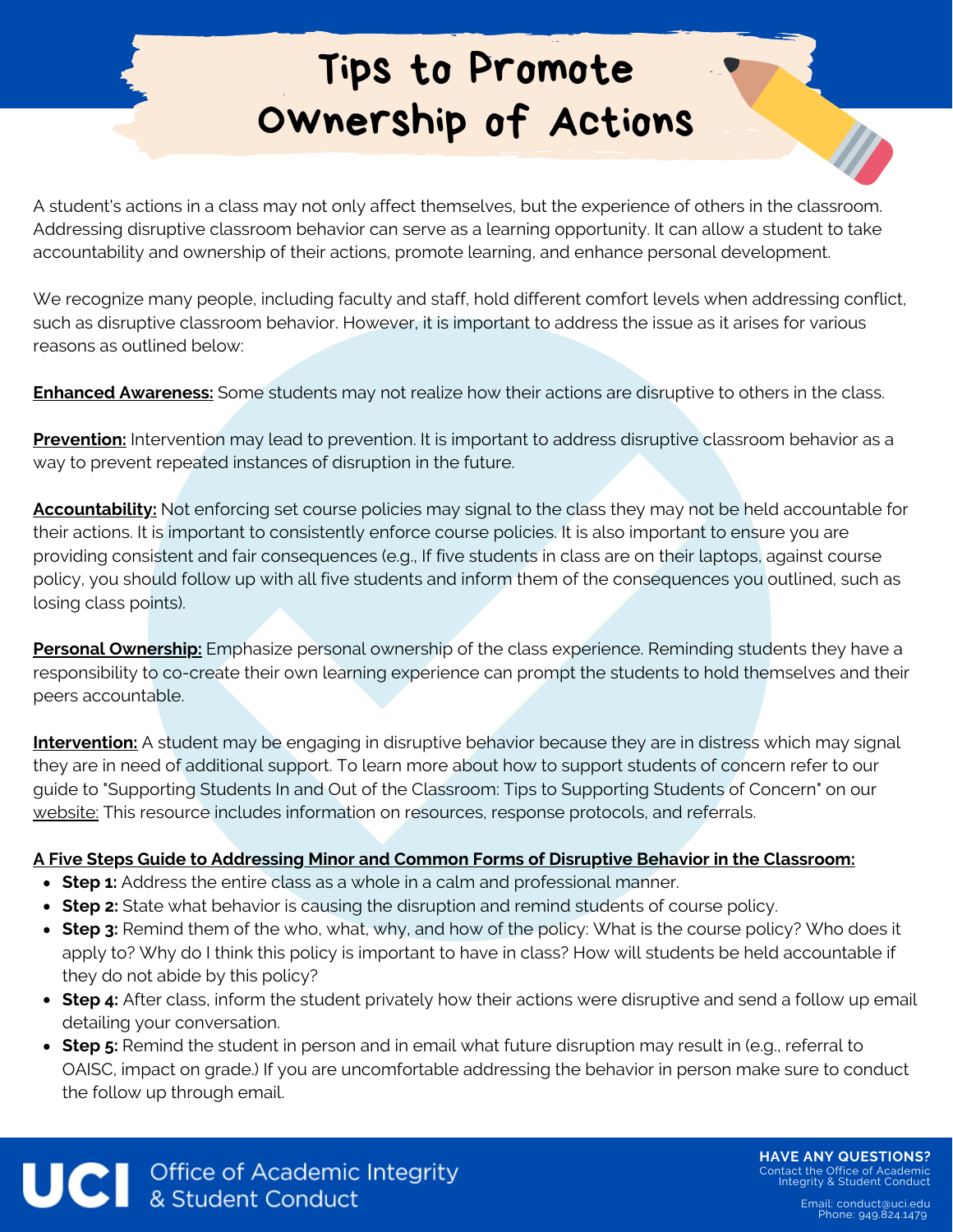# Tips to Promote Ownership of Actions

A student's actions in a class may not only affect themselves, but the experience of others in the classroom. Addressing disruptive classroom behavior can serve as a learning opportunity. It can allow a student to take accountability and ownership of their actions, promote learning, and enhance personal development.

We recognize many people, including faculty and staff, hold different comfort levels when addressing conflict, such as disruptive classroom behavior. However, it is important to address the issue as it arises for various reasons as outlined below:

**Enhanced Awareness:** Some students may not realize how their actions are disruptive to others in the class.

**Prevention:** Intervention may lead to prevention. It is important to address disruptive classroom behavior as a way to prevent repeated instances of disruption in the future.

**Accountability:** Not enforcing set course policies may signal to the class they may not be held accountable for their actions. It is important to consistently enforce course policies. It is also important to ensure you are providing consistent and fair consequences (e.g., If five students in class are on their laptops, against course policy, you should follow up with all five students and inform them of the consequences you outlined, such as losing class points).

**Personal Ownership:** Emphasize personal ownership of the class experience. Reminding students they have a responsibility to co-create their own learning experience can prompt the students to hold themselves and their peers accountable.

**Intervention:** A student may be engaging in disruptive behavior because they are in distress which may signal they are in need of additional support. To learn more about how to support students of concern refer to our guide to "Supporting Students In and Out of the Classroom: Tips to Supporting Students of Concern" on our website: This resource includes information on resources, response protocols, and referrals.

**A Five Steps Guide to Addressing Minor and Common Forms of Disruptive Behavior in the Classroom:**

- **Step 1:** Address the entire class as a whole in a calm and professional manner.
- **Step 2:** State what behavior is causing the disruption and remind students of course policy.
- **Step 3:** Remind them of the who, what, why, and how of the policy: What is the course policy? Who does it apply to? Why do I think this policy is important to have in class? How will students be held accountable if they do not abide by this policy?
- **Step 4:** After class, inform the student privately how their actions were disruptive and send a follow up email detailing your conversation.
- **Step 5:** Remind the student in person and in email what future disruption may result in (e.g., referral to OAISC, impact on grade.) If you are uncomfortable addressing the behavior in person make sure to conduct the follow up through email.

UCI Office of Academic Integrity & Student Conduct

**HAVE ANY QUESTIONS?**
Contact the Office of Academic Integrity & Student Conduct

Email: conduct@uci.edu
Phone: 949.824.1479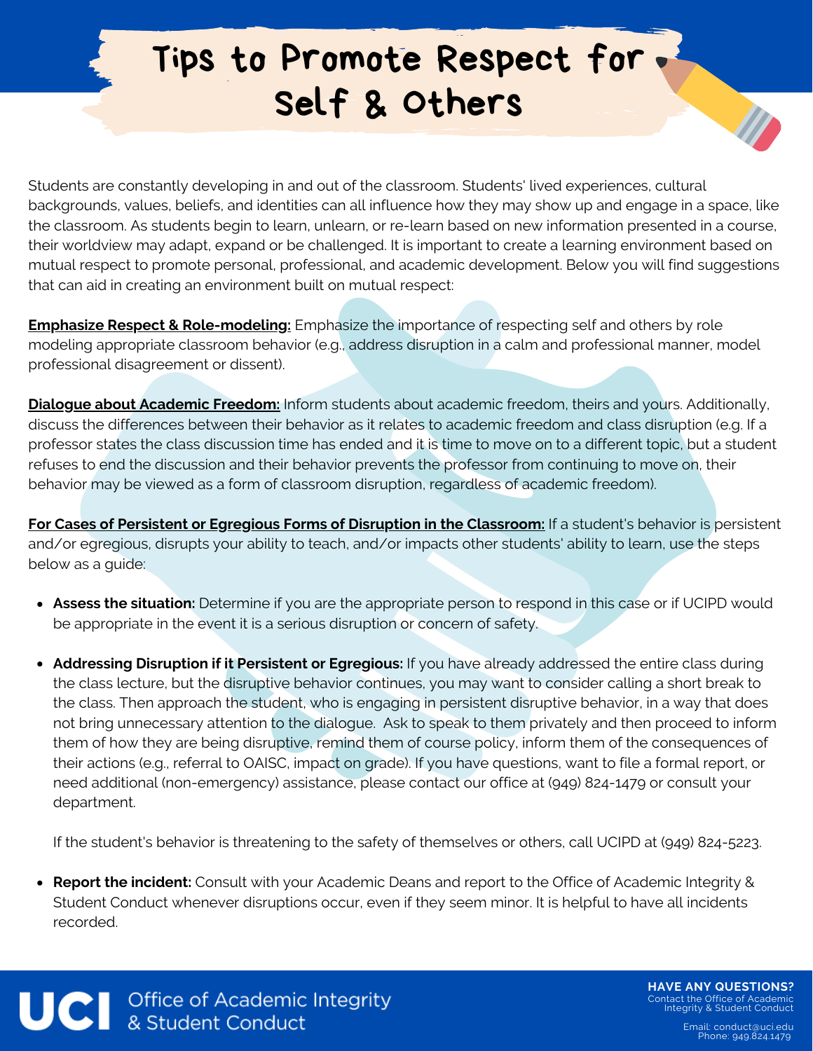# Tips to Promote Respect for Self & Others

Students are constantly developing in and out of the classroom. Students' lived experiences, cultural backgrounds, values, beliefs, and identities can all influence how they may show up and engage in a space, like the classroom. As students begin to learn, unlearn, or re-learn based on new information presented in a course, their worldview may adapt, expand or be challenged. It is important to create a learning environment based on mutual respect to promote personal, professional, and academic development. Below you will find suggestions that can aid in creating an environment built on mutual respect:

**Emphasize Respect & Role-modeling:** Emphasize the importance of respecting self and others by role modeling appropriate classroom behavior (e.g., address disruption in a calm and professional manner, model professional disagreement or dissent).

**Dialogue about Academic Freedom:** Inform students about academic freedom, theirs and yours. Additionally, discuss the differences between their behavior as it relates to academic freedom and class disruption (e.g. If a professor states the class discussion time has ended and it is time to move on to a different topic, but a student refuses to end the discussion and their behavior prevents the professor from continuing to move on, their behavior may be viewed as a form of classroom disruption, regardless of academic freedom).

**For Cases of Persistent or Egregious Forms of Disruption in the Classroom:** If a student's behavior is persistent and/or egregious, disrupts your ability to teach, and/or impacts other students' ability to learn, use the steps below as a guide:

- **Assess the situation:** Determine if you are the appropriate person to respond in this case or if UCIPD would be appropriate in the event it is a serious disruption or concern of safety.
- **Addressing Disruption if it Persistent or Egregious:** If you have already addressed the entire class during the class lecture, but the disruptive behavior continues, you may want to consider calling a short break to the class. Then approach the student, who is engaging in persistent disruptive behavior, in a way that does not bring unnecessary attention to the dialogue. Ask to speak to them privately and then proceed to inform them of how they are being disruptive, remind them of course policy, inform them of the consequences of their actions (e.g., referral to OAISC, impact on grade). If you have questions, want to file a formal report, or need additional (non-emergency) assistance, please contact our office at (949) 824-1479 or consult your department.

  If the student's behavior is threatening to the safety of themselves or others, call UCIPD at (949) 824-5223.
- **Report the incident:** Consult with your Academic Deans and report to the Office of Academic Integrity & Student Conduct whenever disruptions occur, even if they seem minor. It is helpful to have all incidents recorded.

UCI Office of Academic Integrity & Student Conduct

**HAVE ANY QUESTIONS?**
Contact the Office of Academic Integrity & Student Conduct

Email: conduct@uci.edu
Phone: 949.824.1479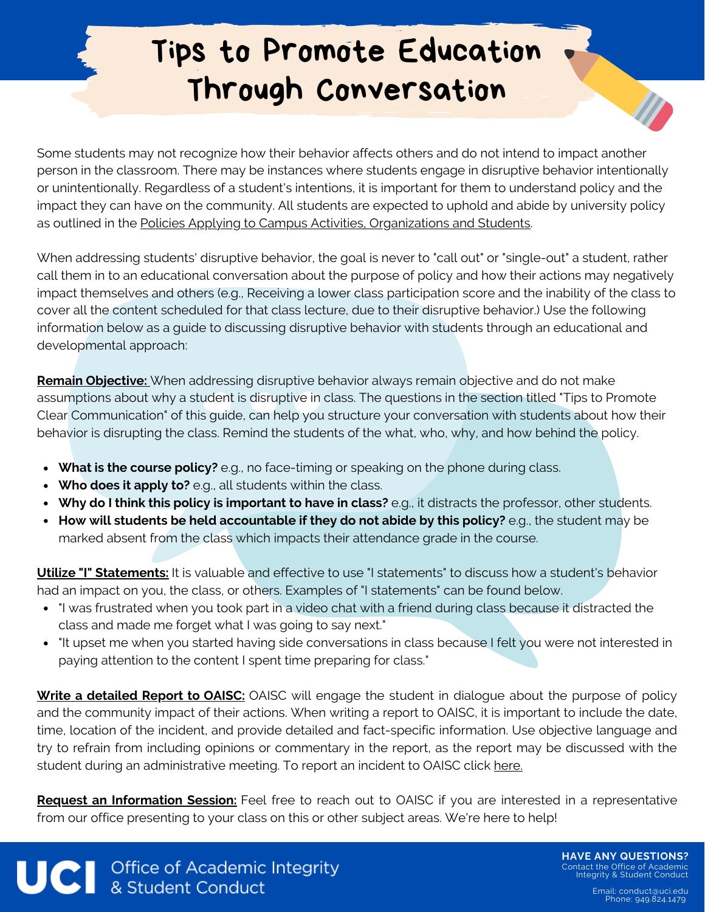# Tips to Promote Education Through Conversation

Some students may not recognize how their behavior affects others and do not intend to impact another person in the classroom. There may be instances where students engage in disruptive behavior intentionally or unintentionally. Regardless of a student's intentions, it is important for them to understand policy and the impact they can have on the community. All students are expected to uphold and abide by university policy as outlined in the Policies Applying to Campus Activities, Organizations and Students.

When addressing students' disruptive behavior, the goal is never to "call out" or "single-out" a student, rather call them in to an educational conversation about the purpose of policy and how their actions may negatively impact themselves and others (e.g., Receiving a lower class participation score and the inability of the class to cover all the content scheduled for that class lecture, due to their disruptive behavior.) Use the following information below as a guide to discussing disruptive behavior with students through an educational and developmental approach:

**Remain Objective:** When addressing disruptive behavior always remain objective and do not make assumptions about why a student is disruptive in class. The questions in the section titled "Tips to Promote Clear Communication" of this guide, can help you structure your conversation with students about how their behavior is disrupting the class. Remind the students of the what, who, why, and how behind the policy.

- **What is the course policy?** e.g., no face-timing or speaking on the phone during class.
- **Who does it apply to?** e.g., all students within the class.
- **Why do I think this policy is important to have in class?** e.g., it distracts the professor, other students.
- **How will students be held accountable if they do not abide by this policy?** e.g., the student may be marked absent from the class which impacts their attendance grade in the course.

**Utilize "I" Statements:** It is valuable and effective to use "I statements" to discuss how a student's behavior had an impact on you, the class, or others. Examples of "I statements" can be found below.

- "I was frustrated when you took part in a video chat with a friend during class because it distracted the class and made me forget what I was going to say next."
- "It upset me when you started having side conversations in class because I felt you were not interested in paying attention to the content I spent time preparing for class."

**Write a detailed Report to OAISC:** OAISC will engage the student in dialogue about the purpose of policy and the community impact of their actions. When writing a report to OAISC, it is important to include the date, time, location of the incident, and provide detailed and fact-specific information. Use objective language and try to refrain from including opinions or commentary in the report, as the report may be discussed with the student during an administrative meeting. To report an incident to OAISC click here.

**Request an Information Session:** Feel free to reach out to OAISC if you are interested in a representative from our office presenting to your class on this or other subject areas. We're here to help!

UCI Office of Academic Integrity & Student Conduct

**HAVE ANY QUESTIONS?**
Contact the Office of Academic Integrity & Student Conduct

Email: conduct@uci.edu
Phone: 949.824.1479